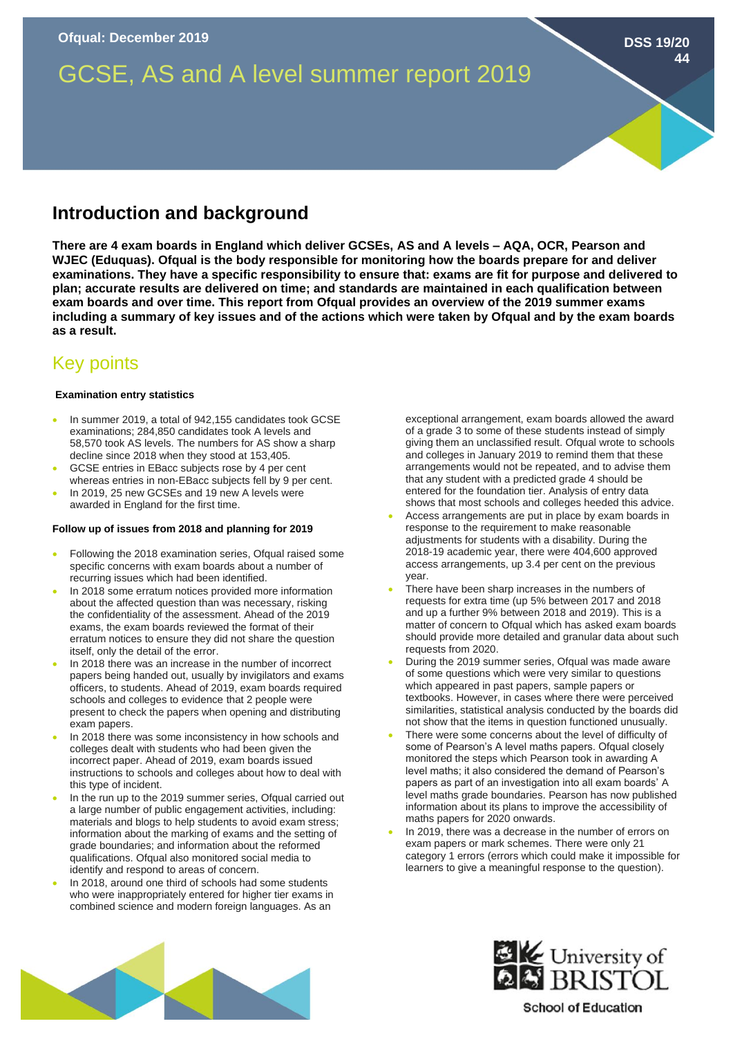Ofqual: December 2019

DSS 19/20 44

# GCSE, AS and A level summer report 2019

## Introduction and background

**There are 4 exam boards in England which deliver GCSEs, AS and A levels – AQA, OCR, Pearson and WJEC (Eduquas). Ofqual is the body responsible for monitoring how the boards prepare for and deliver examinations. They have a specific responsibility to ensure that: exams are fit for purpose and delivered to plan; accurate results are delivered on time; and standards are maintained in each qualification between exam boards and over time. This report from Ofqual provides an overview of the 2019 summer exams including a summary of key issues and of the actions which were taken by Ofqual and by the exam boards as a result.**

## Key points

#### Examination entry statistics

- In summer 2019, a total of 942,155 candidates took GCSE examinations; 284,850 candidates took A levels and 58,570 took AS levels. The numbers for AS show a sharp decline since 2018 when they stood at 153,405.
- GCSE entries in EBacc subjects rose by 4 per cent whereas entries in non-EBacc subjects fell by 9 per cent.
- In 2019, 25 new GCSEs and 19 new A levels were awarded in England for the first time.

#### Follow up of issues from 2018 and planning for 2019

- Following the 2018 examination series, Ofqual raised some specific concerns with exam boards about a number of recurring issues which had been identified.
- In 2018 some erratum notices provided more information about the affected question than was necessary, risking the confidentiality of the assessment. Ahead of the 2019 exams, the exam boards reviewed the format of their erratum notices to ensure they did not share the question itself, only the detail of the error.
- In 2018 there was an increase in the number of incorrect papers being handed out, usually by invigilators and exams officers, to students. Ahead of 2019, exam boards required schools and colleges to evidence that 2 people were present to check the papers when opening and distributing exam papers.
- In 2018 there was some inconsistency in how schools and colleges dealt with students who had been given the incorrect paper. Ahead of 2019, exam boards issued instructions to schools and colleges about how to deal with this type of incident.
- In the run up to the 2019 summer series, Ofqual carried out a large number of public engagement activities, including: materials and blogs to help students to avoid exam stress; information about the marking of exams and the setting of grade boundaries; and information about the reformed qualifications. Ofqual also monitored social media to identify and respond to areas of concern.
- In 2018, around one third of schools had some students who were inappropriately entered for higher tier exams in combined science and modern foreign languages. As an exceptional arrangement, exam boards allowed the award of a grade 3 to some of these students instead of simply giving them an unclassified result. Ofqual wrote to schools and colleges in January 2019 to remind them that these arrangements would not be repeated, and to advise them that any student with a predicted grade 4 should be entered for the foundation tier. Analysis of entry data shows that most schools and colleges heeded this advice.
- Access arrangements are put in place by exam boards in response to the requirement to make reasonable adjustments for students with a disability. During the 2018-19 academic year, there were 404,600 approved access arrangements, up 3.4 per cent on the previous year.
- There have been sharp increases in the numbers of requests for extra time (up 5% between 2017 and 2018 and up a further 9% between 2018 and 2019). This is a matter of concern to Ofqual which has asked exam boards should provide more detailed and granular data about such requests from 2020.
- During the 2019 summer series, Ofqual was made aware of some questions which were very similar to questions which appeared in past papers, sample papers or textbooks. However, in cases where there were perceived similarities, statistical analysis conducted by the boards did not show that the items in question functioned unusually.
- There were some concerns about the level of difficulty of some of Pearson's A level maths papers. Ofqual closely monitored the steps which Pearson took in awarding A level maths; it also considered the demand of Pearson's papers as part of an investigation into all exam boards' A level maths grade boundaries. Pearson has now published information about its plans to improve the accessibility of maths papers for 2020 onwards.
- In 2019, there was a decrease in the number of errors on exam papers or mark schemes. There were only 21 category 1 errors (errors which could make it impossible for learners to give a meaningful response to the question).

University of Bristol School of Education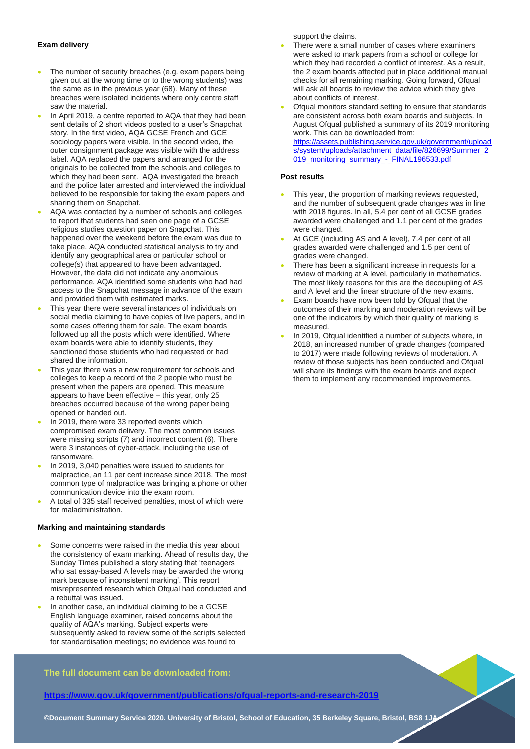### Exam delivery

- The number of security breaches (e.g. exam papers being given out at the wrong time or to the wrong students) was the same as in the previous year (68). Many of these breaches were isolated incidents where only centre staff saw the material.
- In April 2019, a centre reported to AQA that they had been sent details of 2 short videos posted to a user's Snapchat story. In the first video, AQA GCSE French and GCE sociology papers were visible. In the second video, the outer consignment package was visible with the address label. AQA replaced the papers and arranged for the originals to be collected from the schools and colleges to which they had been sent. AQA investigated the breach and the police later arrested and interviewed the individual believed to be responsible for taking the exam papers and sharing them on Snapchat.
- AQA was contacted by a number of schools and colleges to report that students had seen one page of a GCSE religious studies question paper on Snapchat. This happened over the weekend before the exam was due to take place. AQA conducted statistical analysis to try and identify any geographical area or particular school or college(s) that appeared to have been advantaged. However, the data did not indicate any anomalous performance. AQA identified some students who had had access to the Snapchat message in advance of the exam and provided them with estimated marks.
- This year there were several instances of individuals on social media claiming to have copies of live papers, and in some cases offering them for sale. The exam boards followed up all the posts which were identified. Where exam boards were able to identify students, they sanctioned those students who had requested or had shared the information.
- This year there was a new requirement for schools and colleges to keep a record of the 2 people who must be present when the papers are opened. This measure appears to have been effective – this year, only 25 breaches occurred because of the wrong paper being opened or handed out.
- In 2019, there were 33 reported events which compromised exam delivery. The most common issues were missing scripts (7) and incorrect content (6). There were 3 instances of cyber-attack, including the use of ransomware.
- In 2019, 3,040 penalties were issued to students for malpractice, an 11 per cent increase since 2018. The most common type of malpractice was bringing a phone or other communication device into the exam room.
- A total of 335 staff received penalties, most of which were for maladministration.

### Marking and maintaining standards

- Some concerns were raised in the media this year about the consistency of exam marking. Ahead of results day, the Sunday Times published a story stating that 'teenagers who sat essay-based A levels may be awarded the wrong mark because of inconsistent marking'. This report misrepresented research which Ofqual had conducted and a rebuttal was issued.
- In another case, an individual claiming to be a GCSE English language examiner, raised concerns about the quality of AQA's marking. Subject experts were subsequently asked to review some of the scripts selected for standardisation meetings; no evidence was found to support the claims.
- There were a small number of cases where examiners were asked to mark papers from a school or college for which they had recorded a conflict of interest. As a result, the 2 exam boards affected put in place additional manual checks for all remaining marking. Going forward, Ofqual will ask all boards to review the advice which they give about conflicts of interest.
- Ofqual monitors standard setting to ensure that standards are consistent across both exam boards and subjects. In August Ofqual published a summary of its 2019 monitoring work. This can be downloaded from: https://assets.publishing.service.gov.uk/government/uploads/system/uploads/attachment_data/file/826699/Summer_2019_monitoring_summary_-_FINAL196533.pdf

### Post results

- This year, the proportion of marking reviews requested, and the number of subsequent grade changes was in line with 2018 figures. In all, 5.4 per cent of all GCSE grades awarded were challenged and 1.1 per cent of the grades were changed.
- At GCE (including AS and A level), 7.4 per cent of all grades awarded were challenged and 1.5 per cent of grades were changed.
- There has been a significant increase in requests for a review of marking at A level, particularly in mathematics. The most likely reasons for this are the decoupling of AS and A level and the linear structure of the new exams.
- Exam boards have now been told by Ofqual that the outcomes of their marking and moderation reviews will be one of the indicators by which their quality of marking is measured.
- In 2019, Ofqual identified a number of subjects where, in 2018, an increased number of grade changes (compared to 2017) were made following reviews of moderation. A review of those subjects has been conducted and Ofqual will share its findings with the exam boards and expect them to implement any recommended improvements.

**The full document can be downloaded from:**

**https://www.gov.uk/government/publications/ofqual-reports-and-research-2019**

**©Document Summary Service 2020. University of Bristol, School of Education, 35 Berkeley Square, Bristol, BS8 1JA**